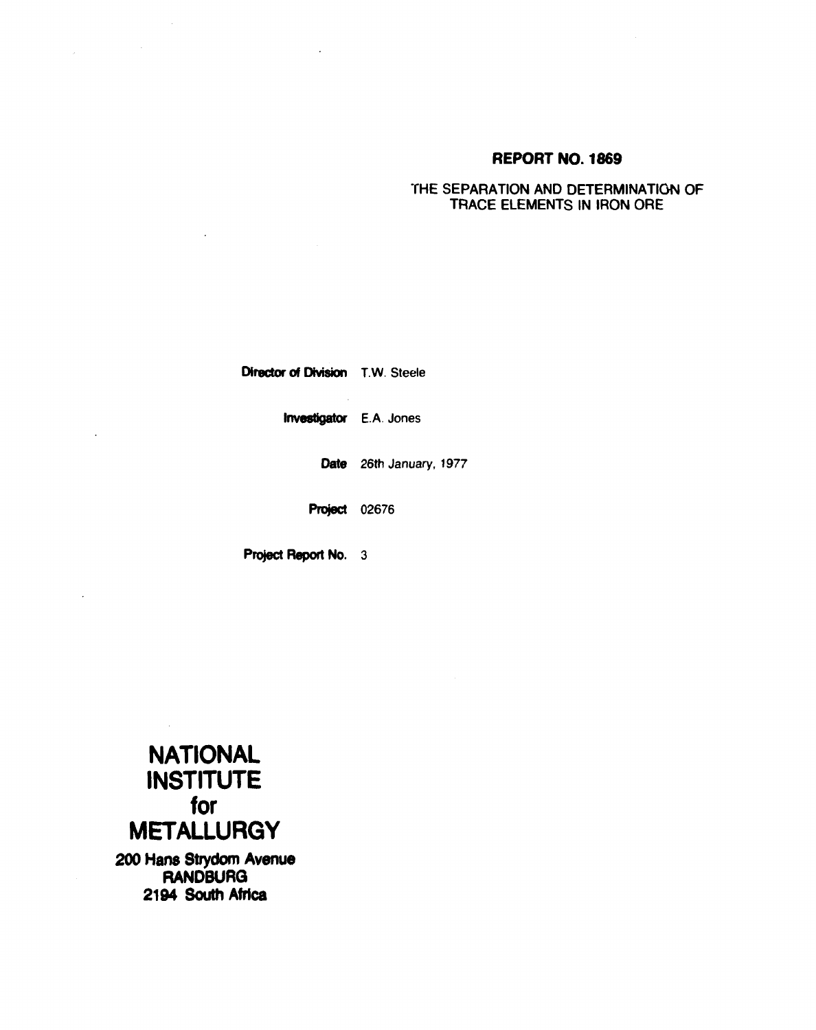**REPORT NO. 1869**

THE SEPARATION AND DETERMINATION OF TRACE ELEMENTS IN IRON ORE

**Director of Division** T.W. Steele

**Investigator** E.A. Jones

**Date** 26th January, 1977

**Project** 02676

**Project Report No.** 3

# NATIONAL INSTITUTE for METALLURGY

**200 Hans Strydom Avenue**
**RANDBURG**
**2194 South Africa**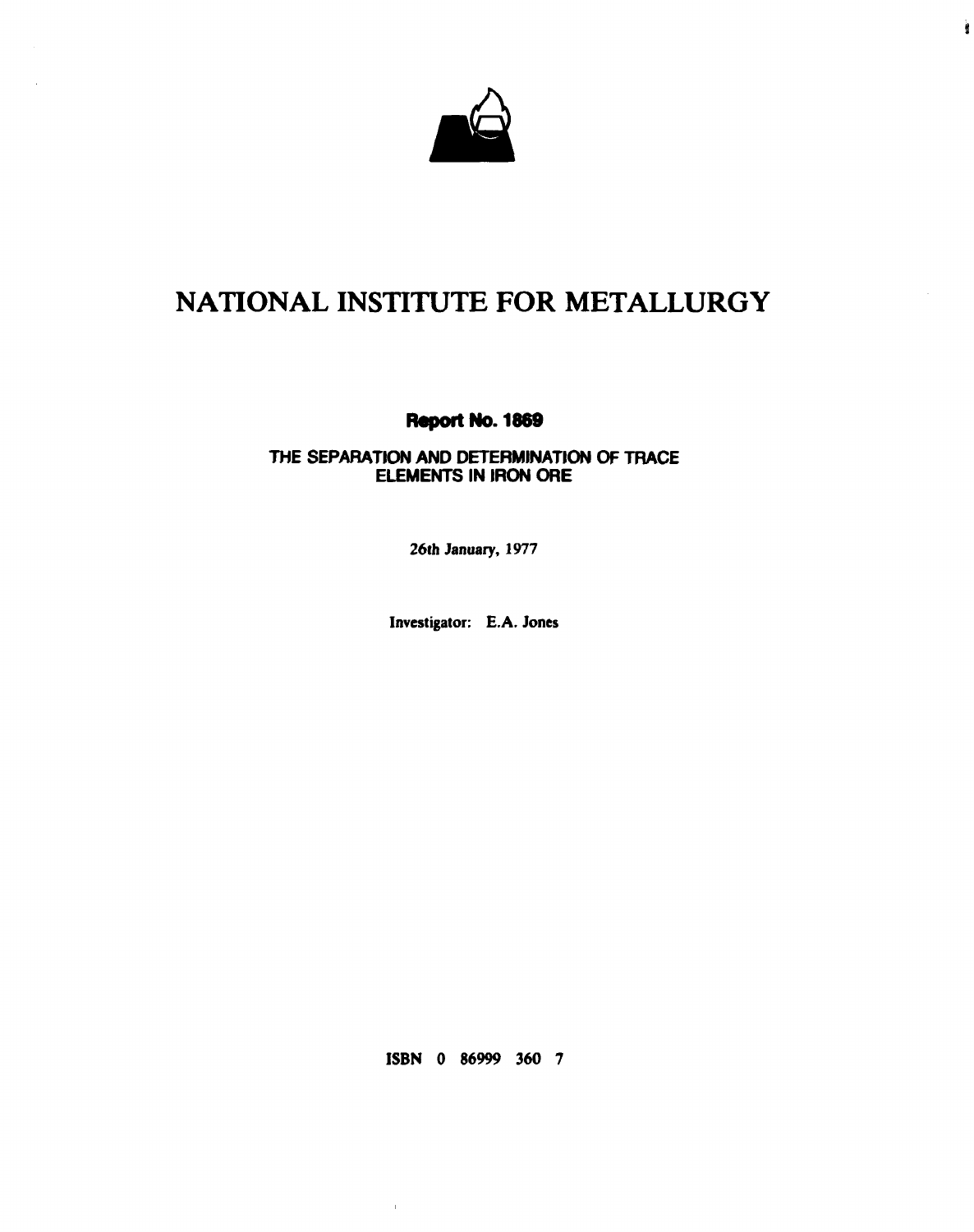# NATIONAL INSTITUTE FOR METALLURGY

**Report No. 1869**

**THE SEPARATION AND DETERMINATION OF TRACE ELEMENTS IN IRON ORE**

26th January, 1977

Investigator: E.A. Jones

ISBN 0 86999 360 7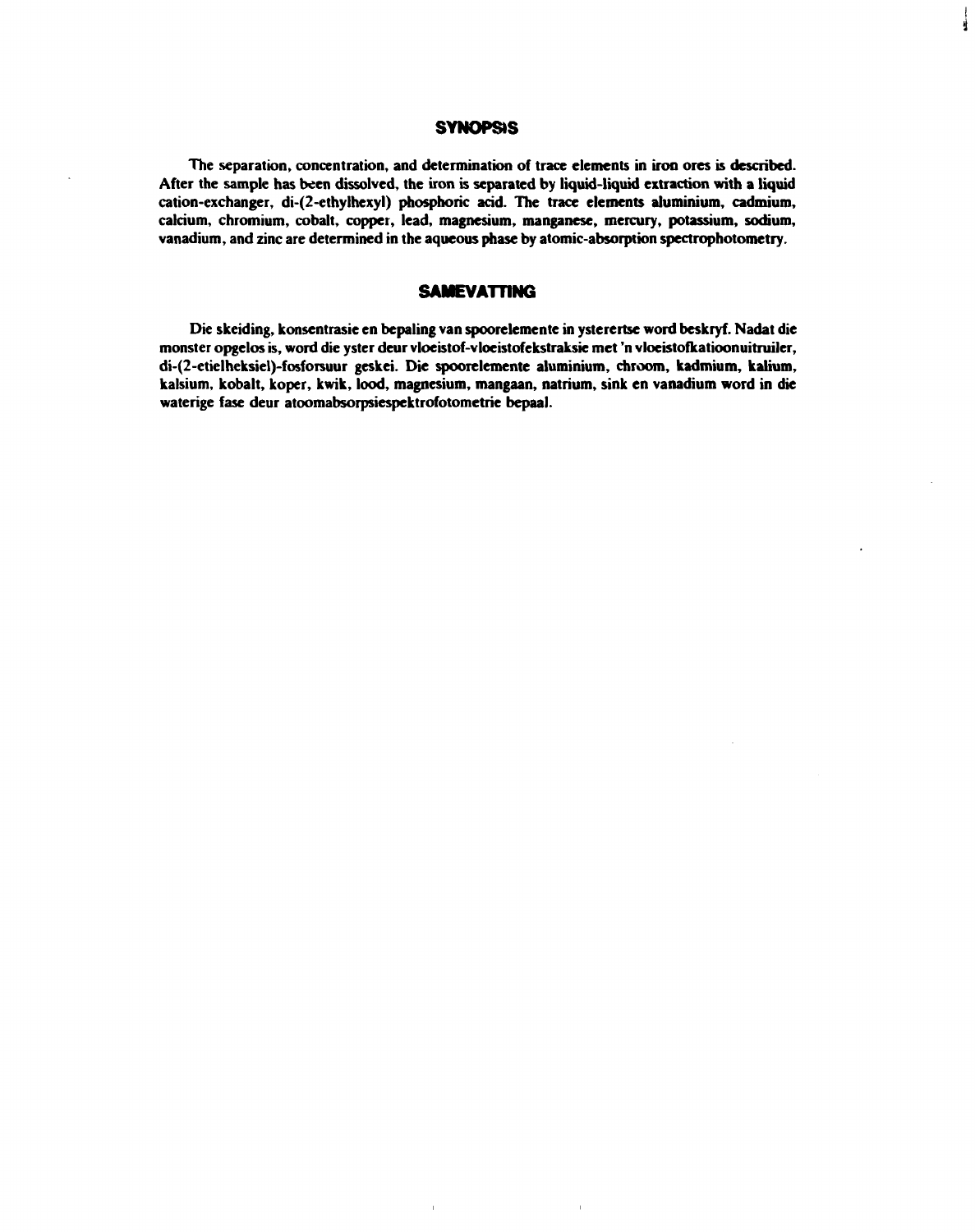## SYNOPSIS

The separation, concentration, and determination of trace elements in iron ores is described. After the sample has been dissolved, the iron is separated by liquid-liquid extraction with a liquid cation-exchanger, di-(2-ethylhexyl) phosphoric acid. The trace elements aluminium, cadmium, calcium, chromium, cobalt, copper, lead, magnesium, manganese, mercury, potassium, sodium, vanadium, and zinc are determined in the aqueous phase by atomic-absorption spectrophotometry.

## SAMEVATTING

Die skeiding, konsentrasie en bepaling van spoorelemente in ystererts word beskryf. Nadat die monster opgelos is, word die yster deur vloeistof-vloeistofekstraksie met 'n vloeistofkatioonuitruiler, di-(2-etielheksiel)-fosforsuur geskei. Die spoorelemente aluminium, chroom, kadmium, kalium, kalsium, kobalt, koper, kwik, lood, magnesium, mangaan, natrium, sink en vanadium word in die waterige fase deur atoomabsorpsiespektrofotometrie bepaal.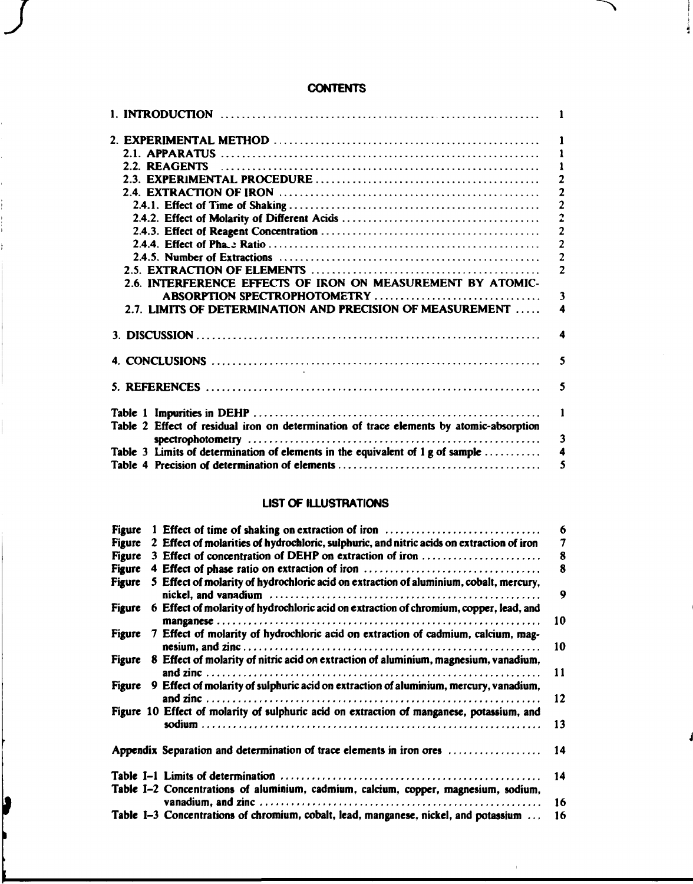## CONTENTS

| | |
|---|---|
| 1. INTRODUCTION | 1 |
| 2. EXPERIMENTAL METHOD | 1 |
| 2.1. APPARATUS | 1 |
| 2.2. REAGENTS | 1 |
| 2.3. EXPERIMENTAL PROCEDURE | 2 |
| 2.4. EXTRACTION OF IRON | 2 |
| 2.4.1. Effect of Time of Shaking | 2 |
| 2.4.2. Effect of Molarity of Different Acids | 2 |
| 2.4.3. Effect of Reagent Concentration | 2 |
| 2.4.4. Effect of Phase Ratio | 2 |
| 2.4.5. Number of Extractions | 2 |
| 2.5. EXTRACTION OF ELEMENTS | 2 |
| 2.6. INTERFERENCE EFFECTS OF IRON ON MEASUREMENT BY ATOMIC-ABSORPTION SPECTROPHOTOMETRY | 3 |
| 2.7. LIMITS OF DETERMINATION AND PRECISION OF MEASUREMENT | 4 |
| 3. DISCUSSION | 4 |
| 4. CONCLUSIONS | 5 |
| 5. REFERENCES | 5 |
| Table 1 Impurities in DEHP | 1 |
| Table 2 Effect of residual iron on determination of trace elements by atomic-absorption spectrophotometry | 3 |
| Table 3 Limits of determination of elements in the equivalent of 1 g of sample | 4 |
| Table 4 Precision of determination of elements | 5 |

## LIST OF ILLUSTRATIONS

| | |
|---|---|
| Figure 1 Effect of time of shaking on extraction of iron | 6 |
| Figure 2 Effect of molarities of hydrochloric, sulphuric, and nitric acids on extraction of iron | 7 |
| Figure 3 Effect of concentration of DEHP on extraction of iron | 8 |
| Figure 4 Effect of phase ratio on extraction of iron | 8 |
| Figure 5 Effect of molarity of hydrochloric acid on extraction of aluminium, cobalt, mercury, nickel, and vanadium | 9 |
| Figure 6 Effect of molarity of hydrochloric acid on extraction of chromium, copper, lead, and manganese | 10 |
| Figure 7 Effect of molarity of hydrochloric acid on extraction of cadmium, calcium, magnesium, and zinc | 10 |
| Figure 8 Effect of molarity of nitric acid on extraction of aluminium, magnesium, vanadium, and zinc | 11 |
| Figure 9 Effect of molarity of sulphuric acid on extraction of aluminium, mercury, vanadium, and zinc | 12 |
| Figure 10 Effect of molarity of sulphuric acid on extraction of manganese, potassium, and sodium | 13 |
| Appendix Separation and determination of trace elements in iron ores | 14 |
| Table I–1 Limits of determination | 14 |
| Table I–2 Concentrations of aluminium, cadmium, calcium, copper, magnesium, sodium, vanadium, and zinc | 16 |
| Table I–3 Concentrations of chromium, cobalt, lead, manganese, nickel, and potassium | 16 |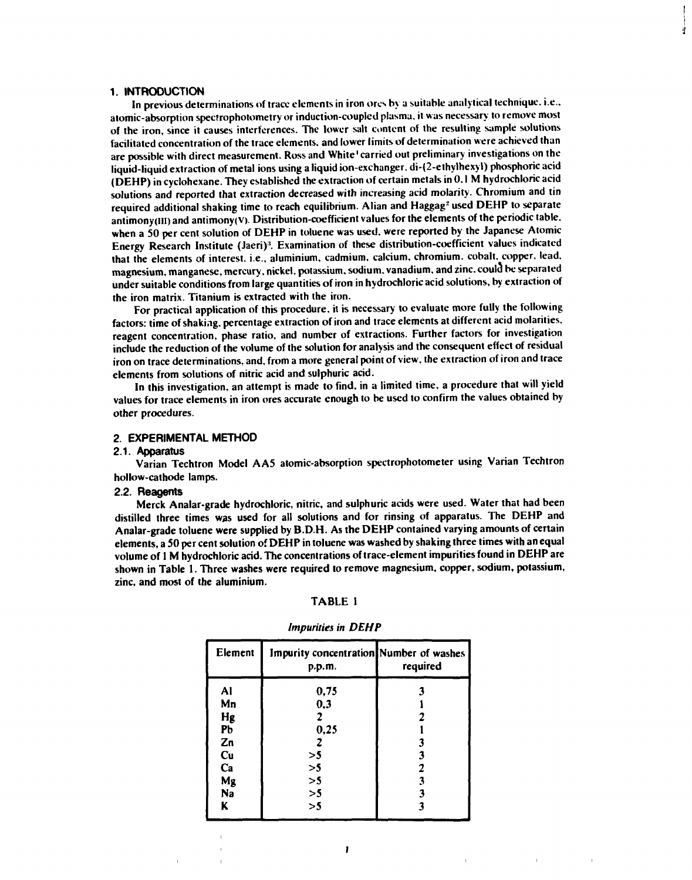## 1. INTRODUCTION

In previous determinations of trace elements in iron ores by a suitable analytical technique, i.e., atomic-absorption spectrophotometry or induction-coupled plasma, it was necessary to remove most of the iron, since it causes interferences. The lower salt content of the resulting sample solutions facilitated concentration of the trace elements, and lower limits of determination were achieved than are possible with direct measurement. Ross and White[1] carried out preliminary investigations on the liquid-liquid extraction of metal ions using a liquid ion-exchanger, di-(2-ethylhexyl) phosphoric acid (DEHP) in cyclohexane. They established the extraction of certain metals in 0.1 M hydrochloric acid solutions and reported that extraction decreased with increasing acid molarity. Chromium and tin required additional shaking time to reach equilibrium. Alian and Haggag[2] used DEHP to separate antimony(III) and antimony(V). Distribution-coefficient values for the elements of the periodic table, when a 50 per cent solution of DEHP in toluene was used, were reported by the Japanese Atomic Energy Research Institute (Jaeri)[3]. Examination of these distribution-coefficient values indicated that the elements of interest, i.e., aluminium, cadmium, calcium, chromium, cobalt, copper, lead, magnesium, manganese, mercury, nickel, potassium, sodium, vanadium, and zinc, could be separated under suitable conditions from large quantities of iron in hydrochloric acid solutions, by extraction of the iron matrix. Titanium is extracted with the iron.

For practical application of this procedure, it is necessary to evaluate more fully the following factors: time of shaking, percentage extraction of iron and trace elements at different acid molarities, reagent concentration, phase ratio, and number of extractions. Further factors for investigation include the reduction of the volume of the solution for analysis and the consequent effect of residual iron on trace determinations, and, from a more general point of view, the extraction of iron and trace elements from solutions of nitric acid and sulphuric acid.

In this investigation, an attempt is made to find, in a limited time, a procedure that will yield values for trace elements in iron ores accurate enough to be used to confirm the values obtained by other procedures.

## 2. EXPERIMENTAL METHOD

### 2.1. Apparatus

Varian Techtron Model AA5 atomic-absorption spectrophotometer using Varian Techtron hollow-cathode lamps.

### 2.2. Reagents

Merck Analar-grade hydrochloric, nitric, and sulphuric acids were used. Water that had been distilled three times was used for all solutions and for rinsing of apparatus. The DEHP and Analar-grade toluene were supplied by B.D.H. As the DEHP contained varying amounts of certain elements, a 50 per cent solution of DEHP in toluene was washed by shaking three times with an equal volume of 1 M hydrochloric acid. The concentrations of trace-element impurities found in DEHP are shown in Table 1. Three washes were required to remove magnesium, copper, sodium, potassium, zinc, and most of the aluminium.

TABLE 1

*Impurities in DEHP*

| Element | Impurity concentration p.p.m. | Number of washes required |
|---|---|---|
| Al | 0,75 | 3 |
| Mn | 0,3 | 1 |
| Hg | 2 | 2 |
| Pb | 0,25 | 1 |
| Zn | 2 | 3 |
| Cu | >5 | 3 |
| Ca | >5 | 2 |
| Mg | >5 | 3 |
| Na | >5 | 3 |
| K | >5 | 3 |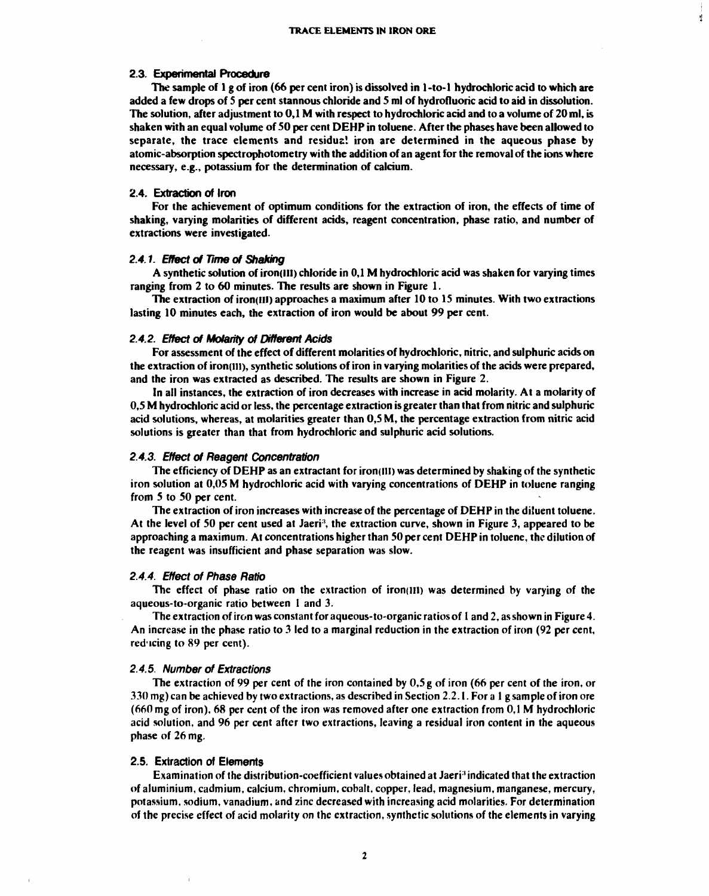### 2.3. Experimental Procedure

The sample of 1 g of iron (66 per cent iron) is dissolved in 1-to-1 hydrochloric acid to which are added a few drops of 5 per cent stannous chloride and 5 ml of hydrofluoric acid to aid in dissolution. The solution, after adjustment to 0,1 M with respect to hydrochloric acid and to a volume of 20 ml, is shaken with an equal volume of 50 per cent DEHP in toluene. After the phases have been allowed to separate, the trace elements and residual iron are determined in the aqueous phase by atomic-absorption spectrophotometry with the addition of an agent for the removal of the ions where necessary, e.g., potassium for the determination of calcium.

### 2.4. Extraction of Iron

For the achievement of optimum conditions for the extraction of iron, the effects of time of shaking, varying molarities of different acids, reagent concentration, phase ratio, and number of extractions were investigated.

#### *2.4.1. Effect of Time of Shaking*

A synthetic solution of iron(III) chloride in 0,1 M hydrochloric acid was shaken for varying times ranging from 2 to 60 minutes. The results are shown in Figure 1.

The extraction of iron(III) approaches a maximum after 10 to 15 minutes. With two extractions lasting 10 minutes each, the extraction of iron would be about 99 per cent.

#### *2.4.2. Effect of Molarity of Different Acids*

For assessment of the effect of different molarities of hydrochloric, nitric, and sulphuric acids on the extraction of iron(III), synthetic solutions of iron in varying molarities of the acids were prepared, and the iron was extracted as described. The results are shown in Figure 2.

In all instances, the extraction of iron decreases with increase in acid molarity. At a molarity of 0,5 M hydrochloric acid or less, the percentage extraction is greater than that from nitric and sulphuric acid solutions, whereas, at molarities greater than 0,5 M, the percentage extraction from nitric acid solutions is greater than that from hydrochloric and sulphuric acid solutions.

#### *2.4.3. Effect of Reagent Concentration*

The efficiency of DEHP as an extractant for iron(III) was determined by shaking of the synthetic iron solution at 0,05 M hydrochloric acid with varying concentrations of DEHP in toluene ranging from 5 to 50 per cent.

The extraction of iron increases with increase of the percentage of DEHP in the diluent toluene. At the level of 50 per cent used at Jaeri[3], the extraction curve, shown in Figure 3, appeared to be approaching a maximum. At concentrations higher than 50 per cent DEHP in toluene, the dilution of the reagent was insufficient and phase separation was slow.

#### *2.4.4. Effect of Phase Ratio*

The effect of phase ratio on the extraction of iron(III) was determined by varying of the aqueous-to-organic ratio between 1 and 3.

The extraction of iron was constant for aqueous-to-organic ratios of 1 and 2, as shown in Figure 4. An increase in the phase ratio to 3 led to a marginal reduction in the extraction of iron (92 per cent, reducing to 89 per cent).

#### *2.4.5. Number of Extractions*

The extraction of 99 per cent of the iron contained by 0,5 g of iron (66 per cent of the iron, or 330 mg) can be achieved by two extractions, as described in Section 2.2.1. For a 1 g sample of iron ore (660 mg of iron), 68 per cent of the iron was removed after one extraction from 0,1 M hydrochloric acid solution, and 96 per cent after two extractions, leaving a residual iron content in the aqueous phase of 26 mg.

### 2.5. Extraction of Elements

Examination of the distribution-coefficient values obtained at Jaeri[3] indicated that the extraction of aluminium, cadmium, calcium, chromium, cobalt, copper, lead, magnesium, manganese, mercury, potassium, sodium, vanadium, and zinc decreased with increasing acid molarities. For determination of the precise effect of acid molarity on the extraction, synthetic solutions of the elements in varying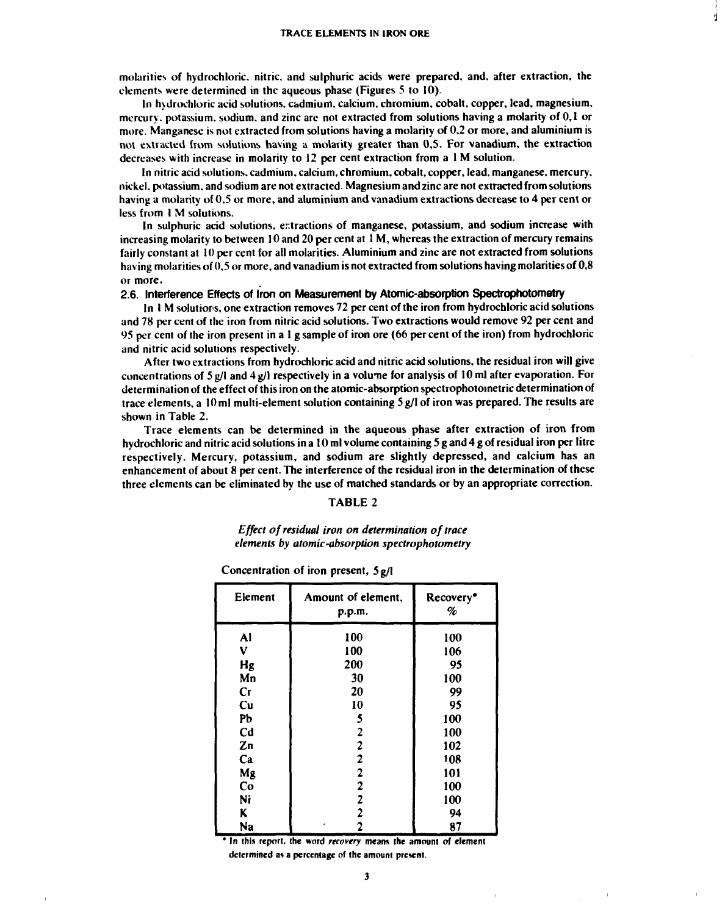molarities of hydrochloric, nitric, and sulphuric acids were prepared, and, after extraction, the elements were determined in the aqueous phase (Figures 5 to 10).

In hydrochloric acid solutions, cadmium, calcium, chromium, cobalt, copper, lead, magnesium, mercury, potassium, sodium, and zinc are not extracted from solutions having a molarity of 0,1 or more. Manganese is not extracted from solutions having a molarity of 0,2 or more, and aluminium is not extracted from solutions having a molarity greater than 0,5. For vanadium, the extraction decreases with increase in molarity to 12 per cent extraction from a 1 M solution.

In nitric acid solutions, cadmium, calcium, chromium, cobalt, copper, lead, manganese, mercury, nickel, potassium, and sodium are not extracted. Magnesium and zinc are not extracted from solutions having a molarity of 0,5 or more, and aluminium and vanadium extractions decrease to 4 per cent or less from 1 M solutions.

In sulphuric acid solutions, extractions of manganese, potassium, and sodium increase with increasing molarity to between 10 and 20 per cent at 1 M, whereas the extraction of mercury remains fairly constant at 10 per cent for all molarities. Aluminium and zinc are not extracted from solutions having molarities of 0,5 or more, and vanadium is not extracted from solutions having molarities of 0,8 or more.

## 2.6. Interference Effects of Iron on Measurement by Atomic-absorption Spectrophotometry

In 1 M solutions, one extraction removes 72 per cent of the iron from hydrochloric acid solutions and 78 per cent of the iron from nitric acid solutions. Two extractions would remove 92 per cent and 95 per cent of the iron present in a 1 g sample of iron ore (66 per cent of the iron) from hydrochloric and nitric acid solutions respectively.

After two extractions from hydrochloric acid and nitric acid solutions, the residual iron will give concentrations of 5 g/l and 4 g/l respectively in a volume for analysis of 10 ml after evaporation. For determination of the effect of this iron on the atomic-absorption spectrophotometric determination of trace elements, a 10 ml multi-element solution containing 5 g/l of iron was prepared. The results are shown in Table 2.

Trace elements can be determined in the aqueous phase after extraction of iron from hydrochloric and nitric acid solutions in a 10 ml volume containing 5 g and 4 g of residual iron per litre respectively. Mercury, potassium, and sodium are slightly depressed, and calcium has an enhancement of about 8 per cent. The interference of the residual iron in the determination of these three elements can be eliminated by the use of matched standards or by an appropriate correction.

### TABLE 2

*Effect of residual iron on determination of trace elements by atomic-absorption spectrophotometry*

Concentration of iron present, 5 g/l

| Element | Amount of element, p.p.m. | Recovery* % |
|---|---|---|
| Al | 100 | 100 |
| V | 100 | 106 |
| Hg | 200 | 95 |
| Mn | 30 | 100 |
| Cr | 20 | 99 |
| Cu | 10 | 95 |
| Pb | 5 | 100 |
| Cd | 2 | 100 |
| Zn | 2 | 102 |
| Ca | 2 | 108 |
| Mg | 2 | 101 |
| Co | 2 | 100 |
| Ni | 2 | 100 |
| K | 2 | 94 |
| Na | 2 | 87 |

\* In this report, the word *recovery* means the amount of element determined as a percentage of the amount present.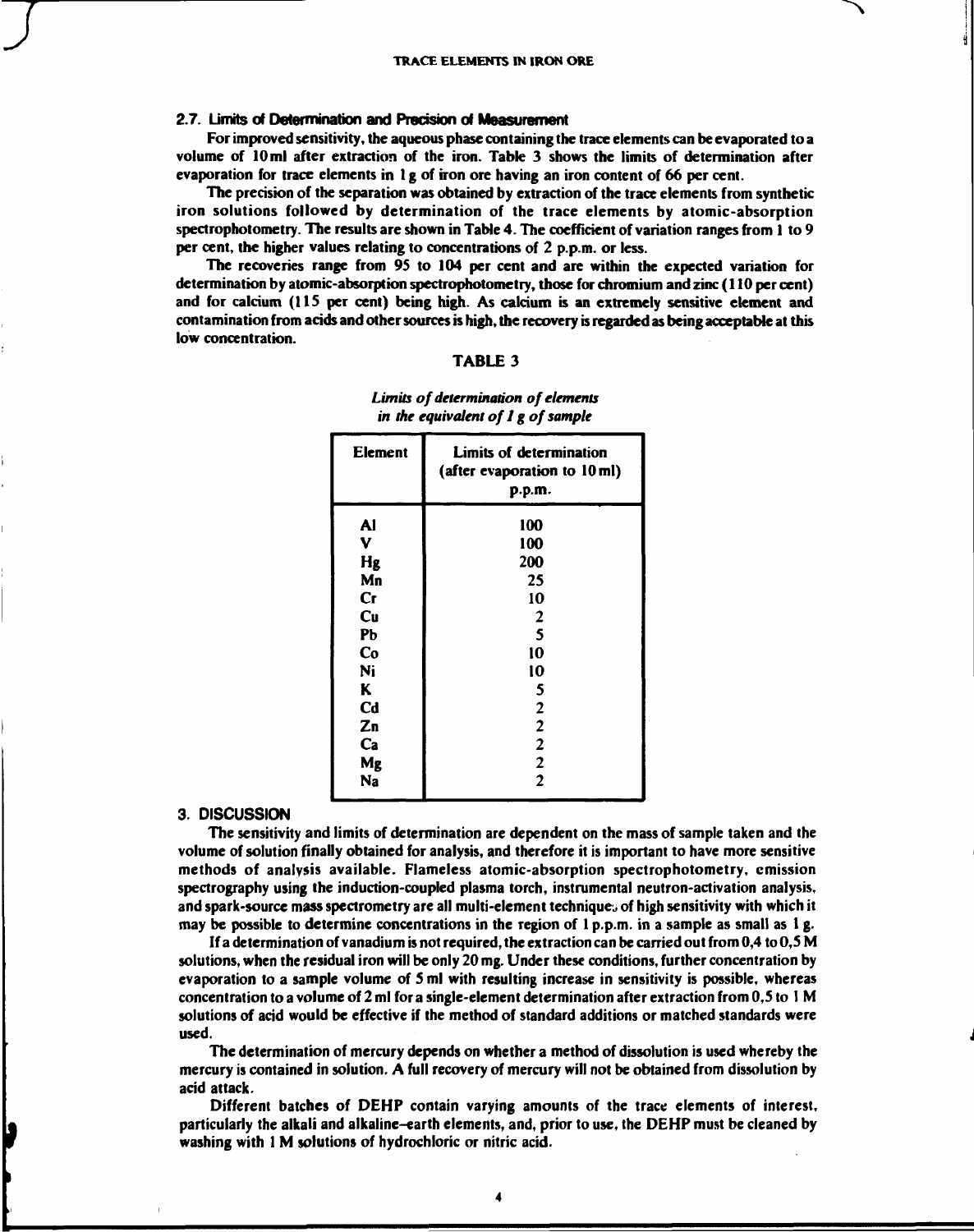### 2.7. Limits of Determination and Precision of Measurement

For improved sensitivity, the aqueous phase containing the trace elements can be evaporated to a volume of 10 ml after extraction of the iron. Table 3 shows the limits of determination after evaporation for trace elements in 1 g of iron ore having an iron content of 66 per cent.

The precision of the separation was obtained by extraction of the trace elements from synthetic iron solutions followed by determination of the trace elements by atomic-absorption spectrophotometry. The results are shown in Table 4. The coefficient of variation ranges from 1 to 9 per cent, the higher values relating to concentrations of 2 p.p.m. or less.

The recoveries range from 95 to 104 per cent and are within the expected variation for determination by atomic-absorption spectrophotometry, those for chromium and zinc (110 per cent) and for calcium (115 per cent) being high. As calcium is an extremely sensitive element and contamination from acids and other sources is high, the recovery is regarded as being acceptable at this low concentration.

**TABLE 3**

*Limits of determination of elements in the equivalent of 1 g of sample*

| Element | Limits of determination (after evaporation to 10 ml) p.p.m. |
|---|---|
| Al | 100 |
| V | 100 |
| Hg | 200 |
| Mn | 25 |
| Cr | 10 |
| Cu | 2 |
| Pb | 5 |
| Co | 10 |
| Ni | 10 |
| K | 5 |
| Cd | 2 |
| Zn | 2 |
| Ca | 2 |
| Mg | 2 |
| Na | 2 |

## 3. DISCUSSION

The sensitivity and limits of determination are dependent on the mass of sample taken and the volume of solution finally obtained for analysis, and therefore it is important to have more sensitive methods of analysis available. Flameless atomic-absorption spectrophotometry, emission spectrography using the induction-coupled plasma torch, instrumental neutron-activation analysis, and spark-source mass spectrometry are all multi-element techniques of high sensitivity with which it may be possible to determine concentrations in the region of 1 p.p.m. in a sample as small as 1 g.

If a determination of vanadium is not required, the extraction can be carried out from 0,4 to 0,5 M solutions, when the residual iron will be only 20 mg. Under these conditions, further concentration by evaporation to a sample volume of 5 ml with resulting increase in sensitivity is possible, whereas concentration to a volume of 2 ml for a single-element determination after extraction from 0,5 to 1 M solutions of acid would be effective if the method of standard additions or matched standards were used.

The determination of mercury depends on whether a method of dissolution is used whereby the mercury is contained in solution. A full recovery of mercury will not be obtained from dissolution by acid attack.

Different batches of DEHP contain varying amounts of the trace elements of interest, particularly the alkali and alkaline-earth elements, and, prior to use, the DEHP must be cleaned by washing with 1 M solutions of hydrochloric or nitric acid.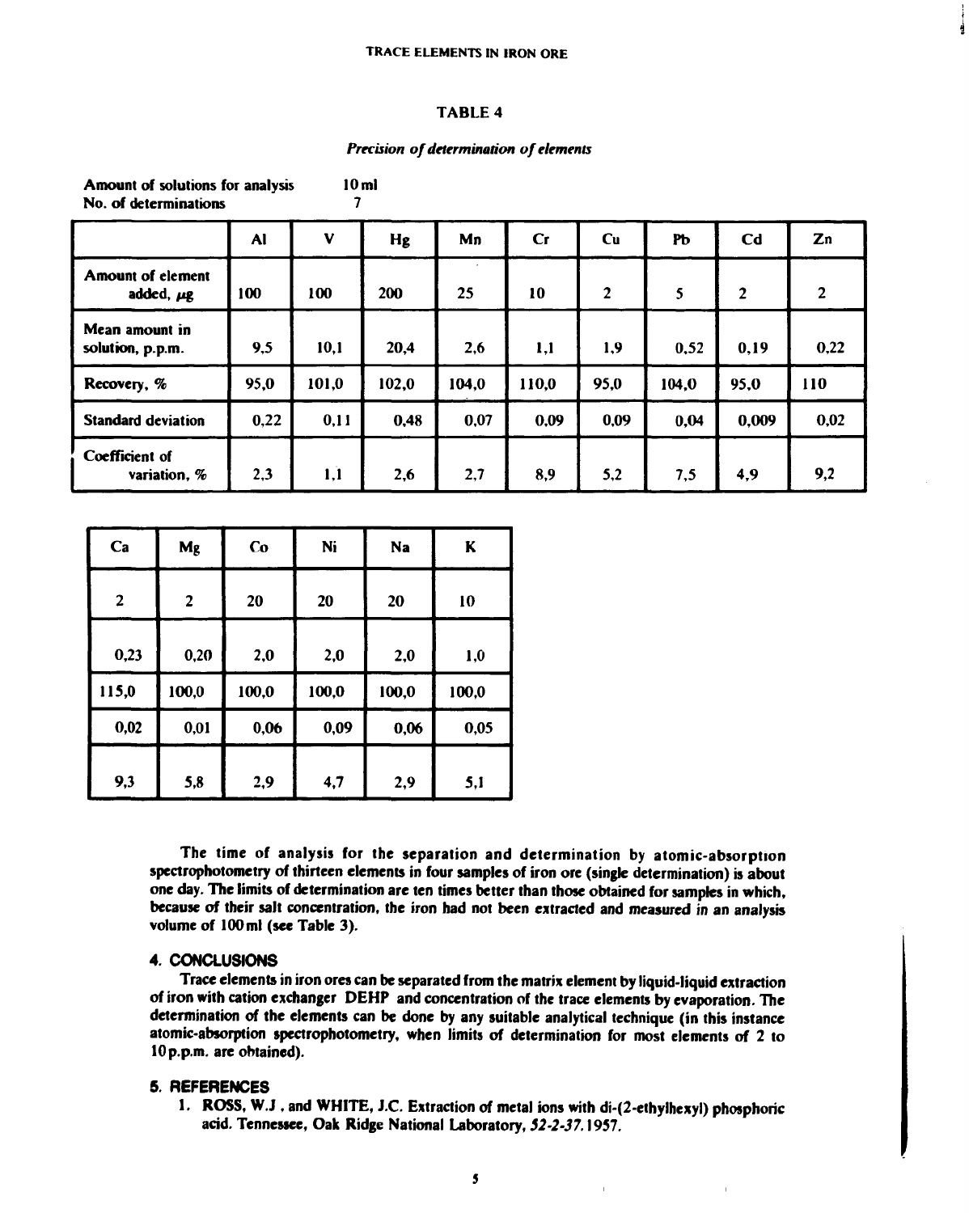## TABLE 4

*Precision of determination of elements*

Amount of solutions for analysis 10 ml
No. of determinations 7

| | Al | V | Hg | Mn | Cr | Cu | Pb | Cd | Zn | Ca | Mg | Co | Ni | Na | K |
|---|---|---|---|---|---|---|---|---|---|---|---|---|---|---|---|
| Amount of element added, $\mu$g | 100 | 100 | 200 | 25 | 10 | 2 | 5 | 2 | 2 | 2 | 2 | 20 | 20 | 20 | 10 |
| Mean amount in solution, p.p.m. | 9,5 | 10,1 | 20,4 | 2,6 | 1,1 | 1,9 | 0,52 | 0,19 | 0,22 | 0,23 | 0,20 | 2,0 | 2,0 | 2,0 | 1,0 |
| Recovery, % | 95,0 | 101,0 | 102,0 | 104,0 | 110,0 | 95,0 | 104,0 | 95,0 | 110 | 115,0 | 100,0 | 100,0 | 100,0 | 100,0 | 100,0 |
| Standard deviation | 0,22 | 0,11 | 0,48 | 0,07 | 0,09 | 0,09 | 0,04 | 0,009 | 0,02 | 0,02 | 0,01 | 0,06 | 0,09 | 0,06 | 0,05 |
| Coefficient of variation, % | 2,3 | 1,1 | 2,6 | 2,7 | 8,9 | 5,2 | 7,5 | 4,9 | 9,2 | 9,3 | 5,8 | 2,9 | 4,7 | 2,9 | 5,1 |

The time of analysis for the separation and determination by atomic-absorption spectrophotometry of thirteen elements in four samples of iron ore (single determination) is about one day. The limits of determination are ten times better than those obtained for samples in which, because of their salt concentration, the iron had not been extracted and measured in an analysis volume of 100 ml (see Table 3).

## 4. CONCLUSIONS

Trace elements in iron ores can be separated from the matrix element by liquid-liquid extraction of iron with cation exchanger DEHP and concentration of the trace elements by evaporation. The determination of the elements can be done by any suitable analytical technique (in this instance atomic-absorption spectrophotometry, when limits of determination for most elements of 2 to 10 p.p.m. are obtained).

## 5. REFERENCES

1. ROSS, W.J., and WHITE, J.C. Extraction of metal ions with di-(2-ethylhexyl) phosphoric acid. Tennessee, Oak Ridge National Laboratory, *52-2-37*. 1957.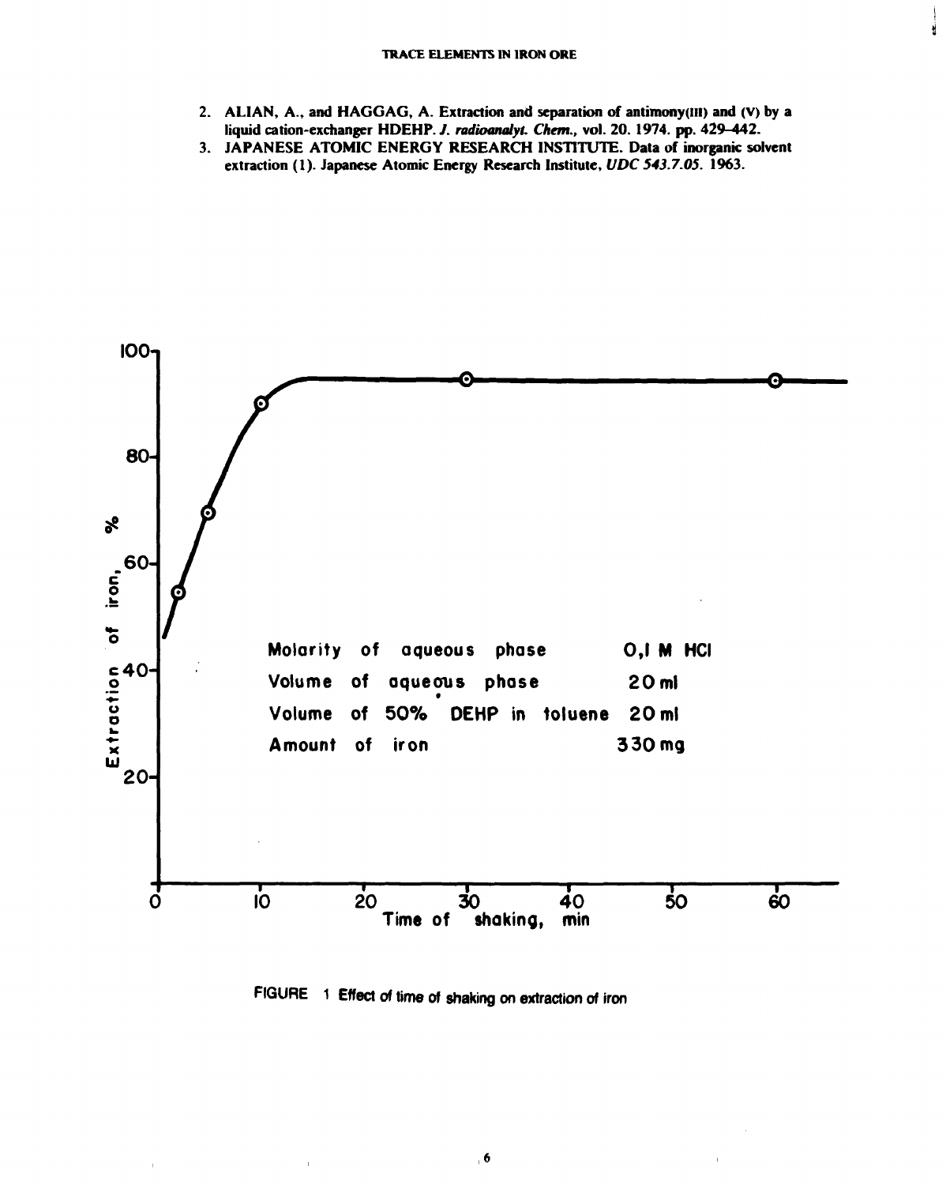2. ALIAN, A., and HAGGAG, A. Extraction and separation of antimony(III) and (V) by a liquid cation-exchanger HDEHP. *J. radioanalyt. Chem.*, vol. 20. 1974. pp. 429–442.
3. JAPANESE ATOMIC ENERGY RESEARCH INSTITUTE. Data of inorganic solvent extraction (1). Japanese Atomic Energy Research Institute, *UDC 543.7.05*. 1963.

FIGURE 1 Effect of time of shaking on extraction of iron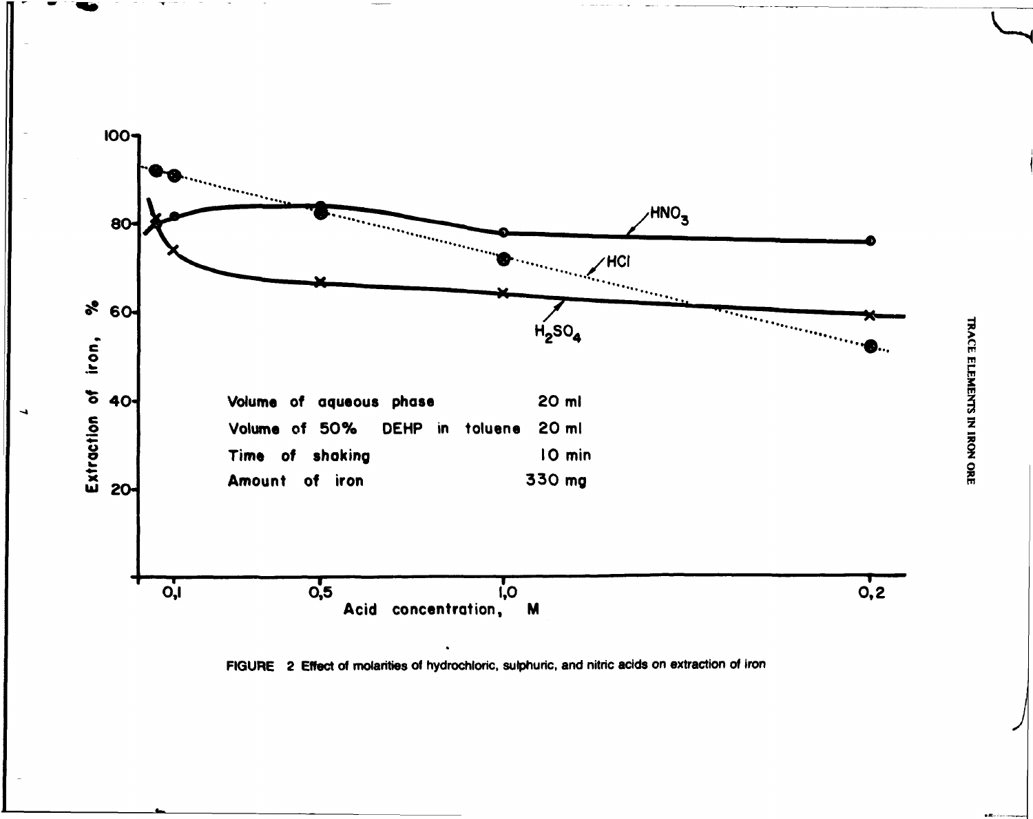Volume of aqueous phase 20 ml

Volume of 50% DEHP in toluene 20 ml

Time of shaking 10 min

Amount of iron 330 mg

FIGURE 2 Effect of molarities of hydrochloric, sulphuric, and nitric acids on extraction of iron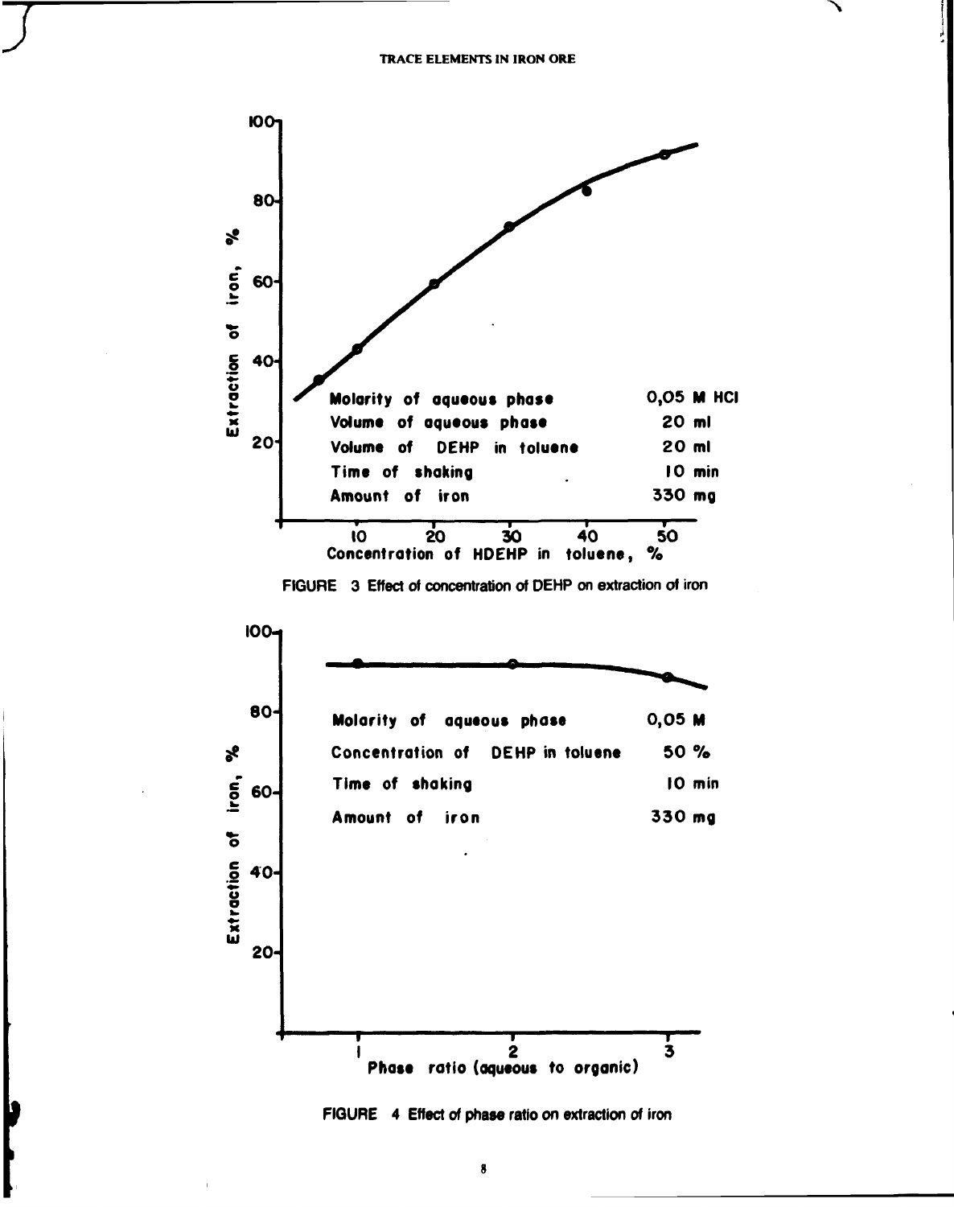Molarity of aqueous phase 0,05 M HCl
Volume of aqueous phase 20 ml
Volume of DEHP in toluene 20 ml
Time of shaking 10 min
Amount of iron 330 mg

FIGURE 3 Effect of concentration of DEHP on extraction of iron

Molarity of aqueous phase 0,05 M
Concentration of DEHP in toluene 50 %
Time of shaking 10 min
Amount of iron 330 mg

FIGURE 4 Effect of phase ratio on extraction of iron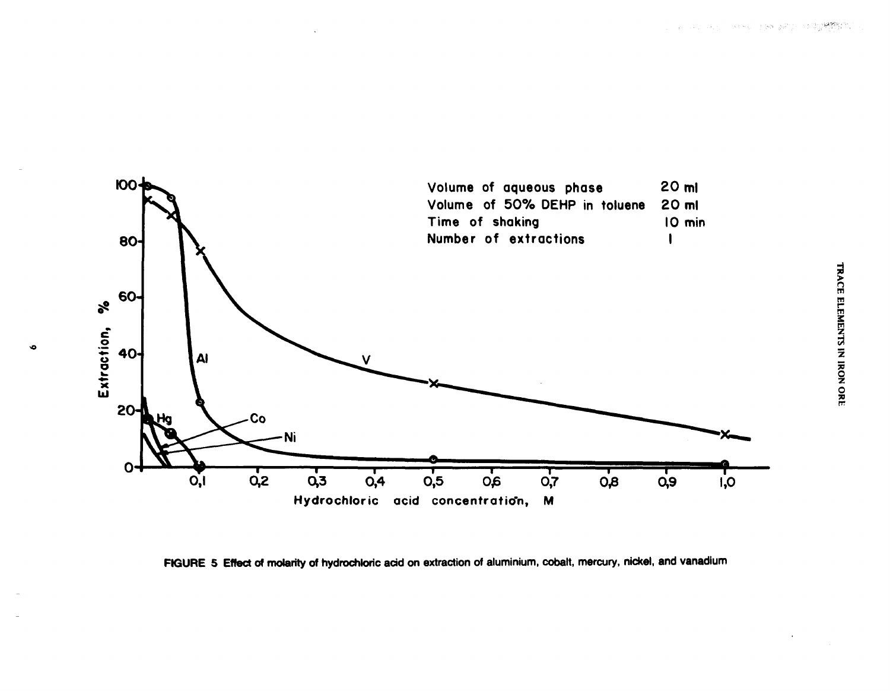Volume of aqueous phase 20 ml
Volume of 50% DEHP in toluene 20 ml
Time of shaking 10 min
Number of extractions 1

FIGURE 5 Effect of molarity of hydrochloric acid on extraction of aluminium, cobalt, mercury, nickel, and vanadium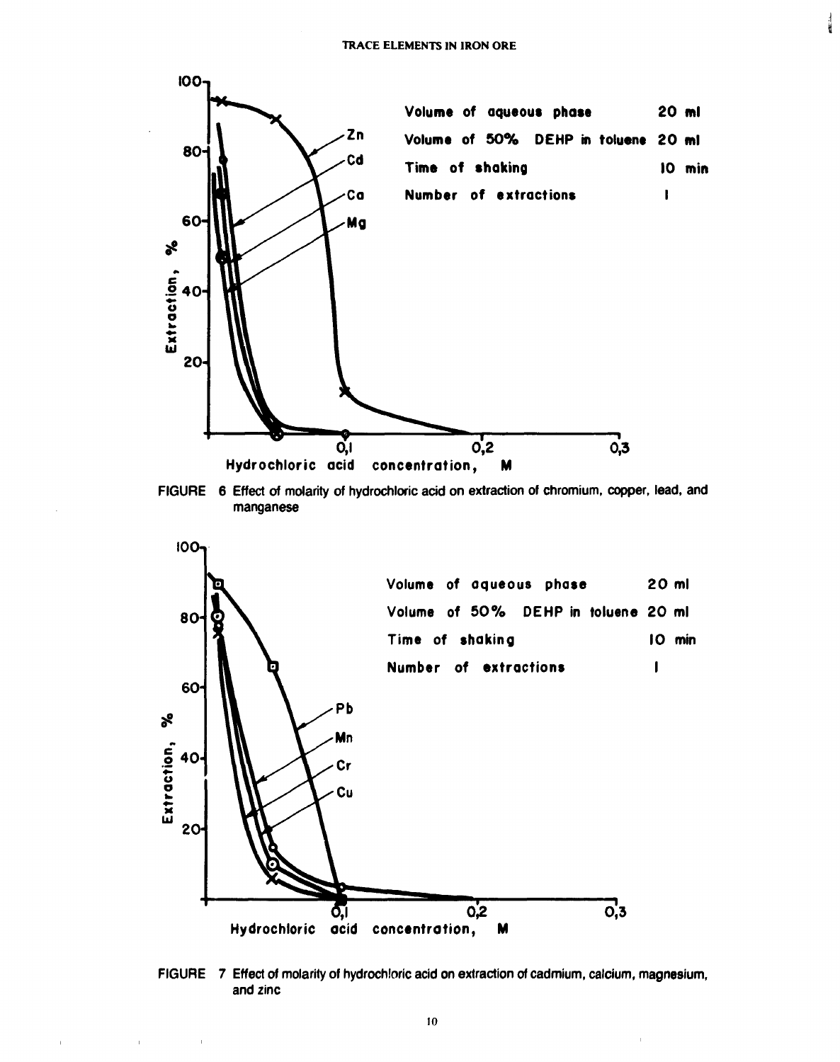Volume of aqueous phase 20 ml

Volume of 50% DEHP in toluene 20 ml

Time of shaking 10 min

Number of extractions 1

FIGURE 6 Effect of molarity of hydrochloric acid on extraction of chromium, copper, lead, and manganese

Volume of aqueous phase 20 ml

Volume of 50% DEHP in toluene 20 ml

Time of shaking 10 min

Number of extractions 1

FIGURE 7 Effect of molarity of hydrochloric acid on extraction of cadmium, calcium, magnesium, and zinc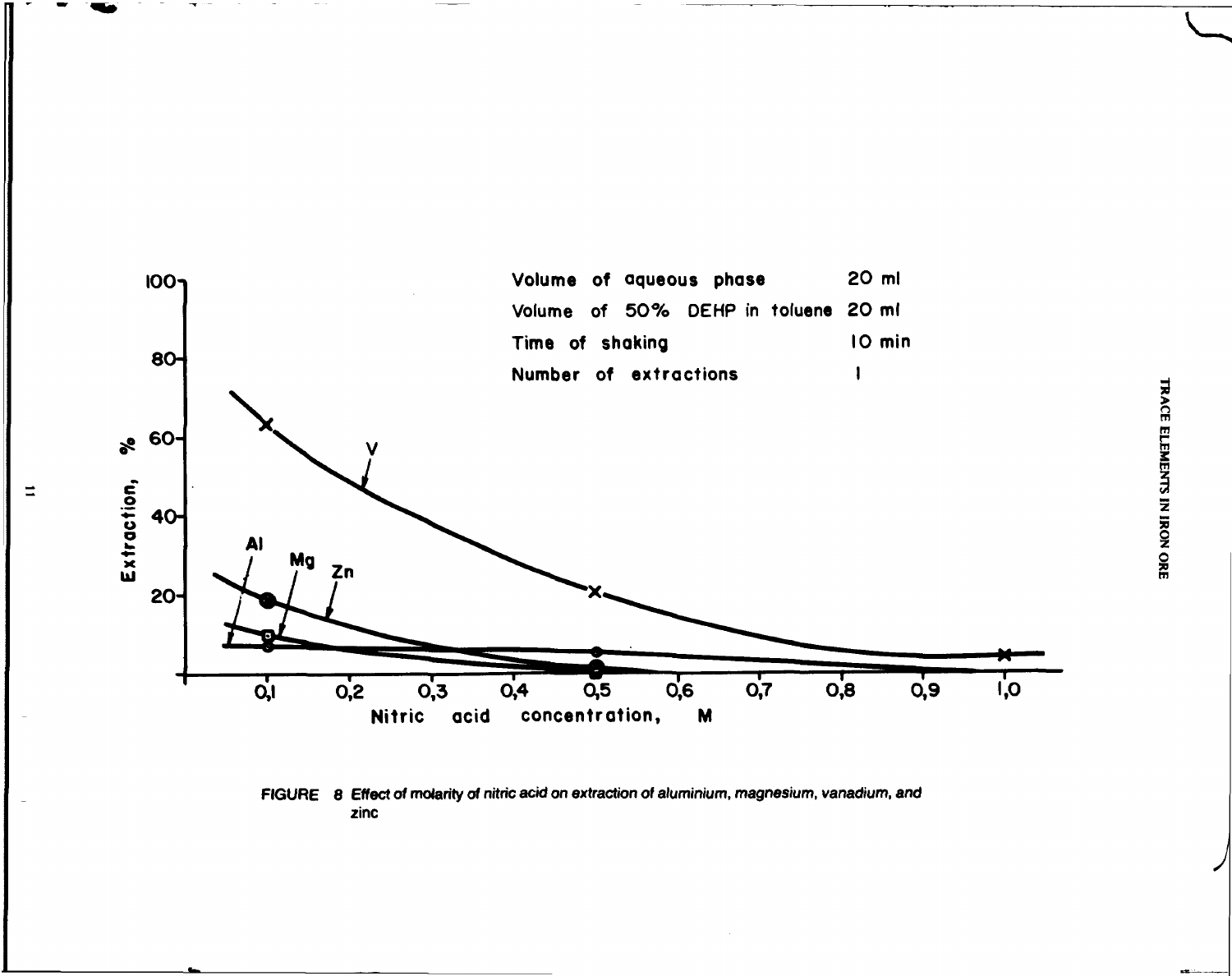Volume of aqueous phase 20 ml

Volume of 50% DEHP in toluene 20 ml

Time of shaking 10 min

Number of extractions 1

FIGURE 8 Effect of molarity of nitric acid on extraction of aluminium, magnesium, vanadium, and zinc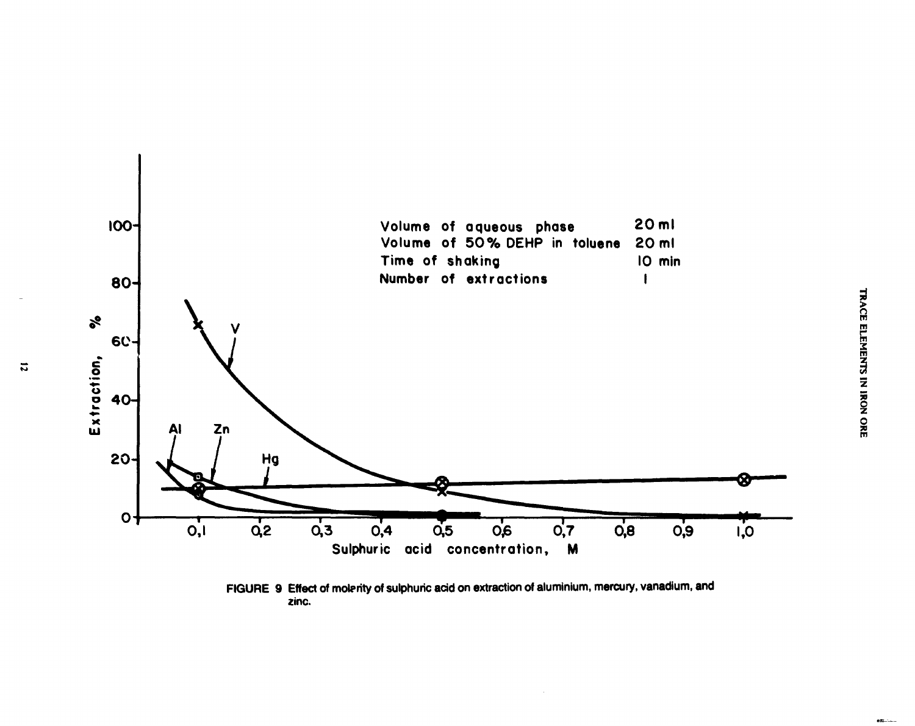Volume of aqueous phase 20 ml
Volume of 50% DEHP in toluene 20 ml
Time of shaking 10 min
Number of extractions 1

FIGURE 9 Effect of molarity of sulphuric acid on extraction of aluminium, mercury, vanadium, and zinc.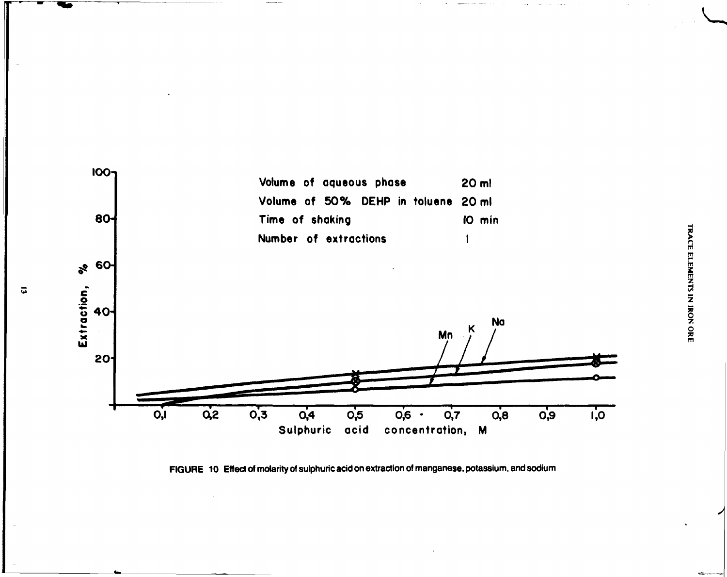| | |
|---|---|
| Volume of aqueous phase | 20 ml |
| Volume of 50% DEHP in toluene | 20 ml |
| Time of shaking | 10 min |
| Number of extractions | 1 |

FIGURE 10 Effect of molarity of sulphuric acid on extraction of manganese, potassium, and sodium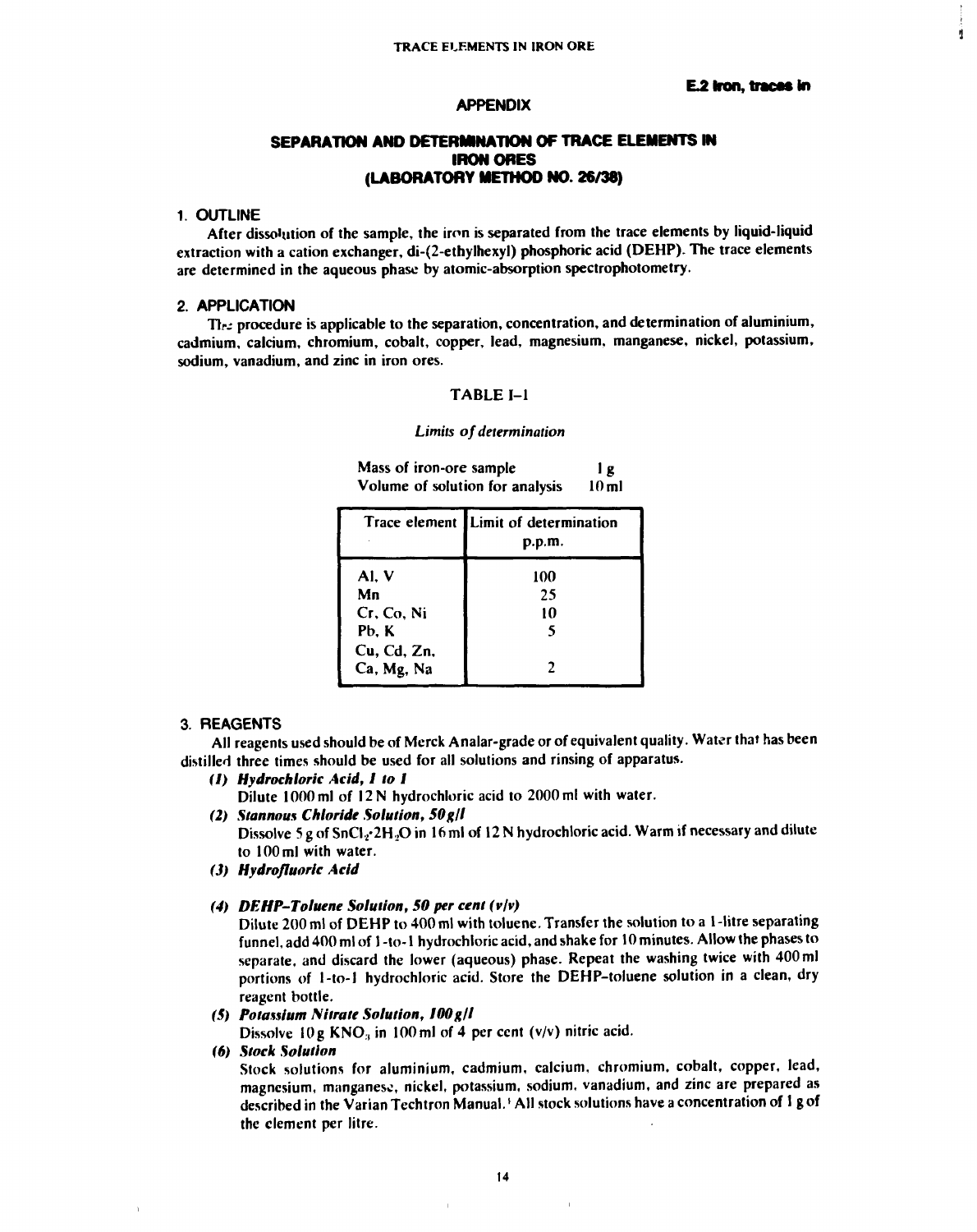**E.2 Iron, traces in**

## APPENDIX

## SEPARATION AND DETERMINATION OF TRACE ELEMENTS IN IRON ORES (LABORATORY METHOD NO. 26/38)

### 1. OUTLINE

After dissolution of the sample, the iron is separated from the trace elements by liquid-liquid extraction with a cation exchanger, di-(2-ethylhexyl) phosphoric acid (DEHP). The trace elements are determined in the aqueous phase by atomic-absorption spectrophotometry.

### 2. APPLICATION

The procedure is applicable to the separation, concentration, and determination of aluminium, cadmium, calcium, chromium, cobalt, copper, lead, magnesium, manganese, nickel, potassium, sodium, vanadium, and zinc in iron ores.

TABLE I–1

*Limits of determination*

Mass of iron-ore sample 1 g
Volume of solution for analysis 10 ml

| Trace element | Limit of determination p.p.m. |
|---|---|
| Al, V | 100 |
| Mn | 25 |
| Cr, Co, Ni | 10 |
| Pb, K | 5 |
| Cu, Cd, Zn, Ca, Mg, Na | 2 |

### 3. REAGENTS

All reagents used should be of Merck Analar-grade or of equivalent quality. Water that has been distilled three times should be used for all solutions and rinsing of apparatus.

*(1)* ***Hydrochloric Acid, 1 to 1***
Dilute 1000 ml of 12 N hydrochloric acid to 2000 ml with water.

*(2)* ***Stannous Chloride Solution, 50 g/l***
Dissolve 5 g of $SnCl_2 \cdot 2H_2O$ in 16 ml of 12 N hydrochloric acid. Warm if necessary and dilute to 100 ml with water.

*(3)* ***Hydrofluoric Acid***

*(4)* ***DEHP–Toluene Solution, 50 per cent (v/v)***
Dilute 200 ml of DEHP to 400 ml with toluene. Transfer the solution to a 1-litre separating funnel, add 400 ml of 1-to-1 hydrochloric acid, and shake for 10 minutes. Allow the phases to separate, and discard the lower (aqueous) phase. Repeat the washing twice with 400 ml portions of 1-to-1 hydrochloric acid. Store the DEHP–toluene solution in a clean, dry reagent bottle.

*(5)* ***Potassium Nitrate Solution, 100 g/l***
Dissolve 10 g $KNO_3$ in 100 ml of 4 per cent (v/v) nitric acid.

*(6)* ***Stock Solution***
Stock solutions for aluminium, cadmium, calcium, chromium, cobalt, copper, lead, magnesium, manganese, nickel, potassium, sodium, vanadium, and zinc are prepared as described in the Varian Techtron Manual.[1] All stock solutions have a concentration of 1 g of the element per litre.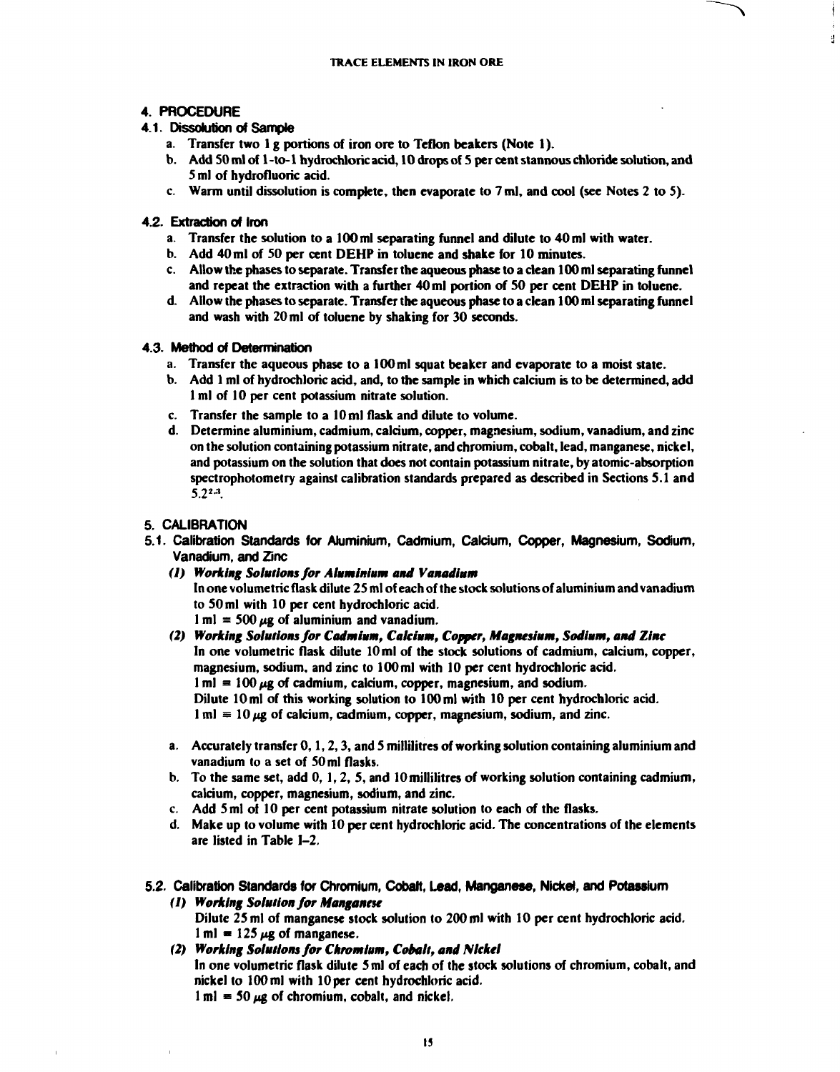## 4. PROCEDURE

### 4.1. Dissolution of Sample

a. Transfer two 1 g portions of iron ore to Teflon beakers (Note 1).

b. Add 50 ml of 1-to-1 hydrochloric acid, 10 drops of 5 per cent stannous chloride solution, and 5 ml of hydrofluoric acid.

c. Warm until dissolution is complete, then evaporate to 7 ml, and cool (see Notes 2 to 5).

### 4.2. Extraction of Iron

a. Transfer the solution to a 100 ml separating funnel and dilute to 40 ml with water.

b. Add 40 ml of 50 per cent DEHP in toluene and shake for 10 minutes.

c. Allow the phases to separate. Transfer the aqueous phase to a clean 100 ml separating funnel and repeat the extraction with a further 40 ml portion of 50 per cent DEHP in toluene.

d. Allow the phases to separate. Transfer the aqueous phase to a clean 100 ml separating funnel and wash with 20 ml of toluene by shaking for 30 seconds.

### 4.3. Method of Determination

a. Transfer the aqueous phase to a 100 ml squat beaker and evaporate to a moist state.

b. Add 1 ml of hydrochloric acid, and, to the sample in which calcium is to be determined, add 1 ml of 10 per cent potassium nitrate solution.

c. Transfer the sample to a 10 ml flask and dilute to volume.

d. Determine aluminium, cadmium, calcium, copper, magnesium, sodium, vanadium, and zinc on the solution containing potassium nitrate, and chromium, cobalt, lead, manganese, nickel, and potassium on the solution that does not contain potassium nitrate, by atomic-absorption spectrophotometry against calibration standards prepared as described in Sections 5.1 and 5.2[2,3].

## 5. CALIBRATION

### 5.1. Calibration Standards for Aluminium, Cadmium, Calcium, Copper, Magnesium, Sodium, Vanadium, and Zinc

***(1) Working Solutions for Aluminium and Vanadium***

In one volumetric flask dilute 25 ml of each of the stock solutions of aluminium and vanadium to 50 ml with 10 per cent hydrochloric acid.

1 ml ≡ 500 μg of aluminium and vanadium.

***(2) Working Solutions for Cadmium, Calcium, Copper, Magnesium, Sodium, and Zinc***

In one volumetric flask dilute 10 ml of the stock solutions of cadmium, calcium, copper, magnesium, sodium, and zinc to 100 ml with 10 per cent hydrochloric acid.

1 ml ≡ 100 μg of cadmium, calcium, copper, magnesium, and sodium.

Dilute 10 ml of this working solution to 100 ml with 10 per cent hydrochloric acid.

1 ml ≡ 10 μg of calcium, cadmium, copper, magnesium, sodium, and zinc.

a. Accurately transfer 0, 1, 2, 3, and 5 millilitres of working solution containing aluminium and vanadium to a set of 50 ml flasks.

b. To the same set, add 0, 1, 2, 5, and 10 millilitres of working solution containing cadmium, calcium, copper, magnesium, sodium, and zinc.

c. Add 5 ml of 10 per cent potassium nitrate solution to each of the flasks.

d. Make up to volume with 10 per cent hydrochloric acid. The concentrations of the elements are listed in Table I–2.

### 5.2. Calibration Standards for Chromium, Cobalt, Lead, Manganese, Nickel, and Potassium

***(1) Working Solution for Manganese***

Dilute 25 ml of manganese stock solution to 200 ml with 10 per cent hydrochloric acid.

1 ml ≡ 125 μg of manganese.

***(2) Working Solutions for Chromium, Cobalt, and Nickel***

In one volumetric flask dilute 5 ml of each of the stock solutions of chromium, cobalt, and nickel to 100 ml with 10 per cent hydrochloric acid.

1 ml ≡ 50 μg of chromium, cobalt, and nickel.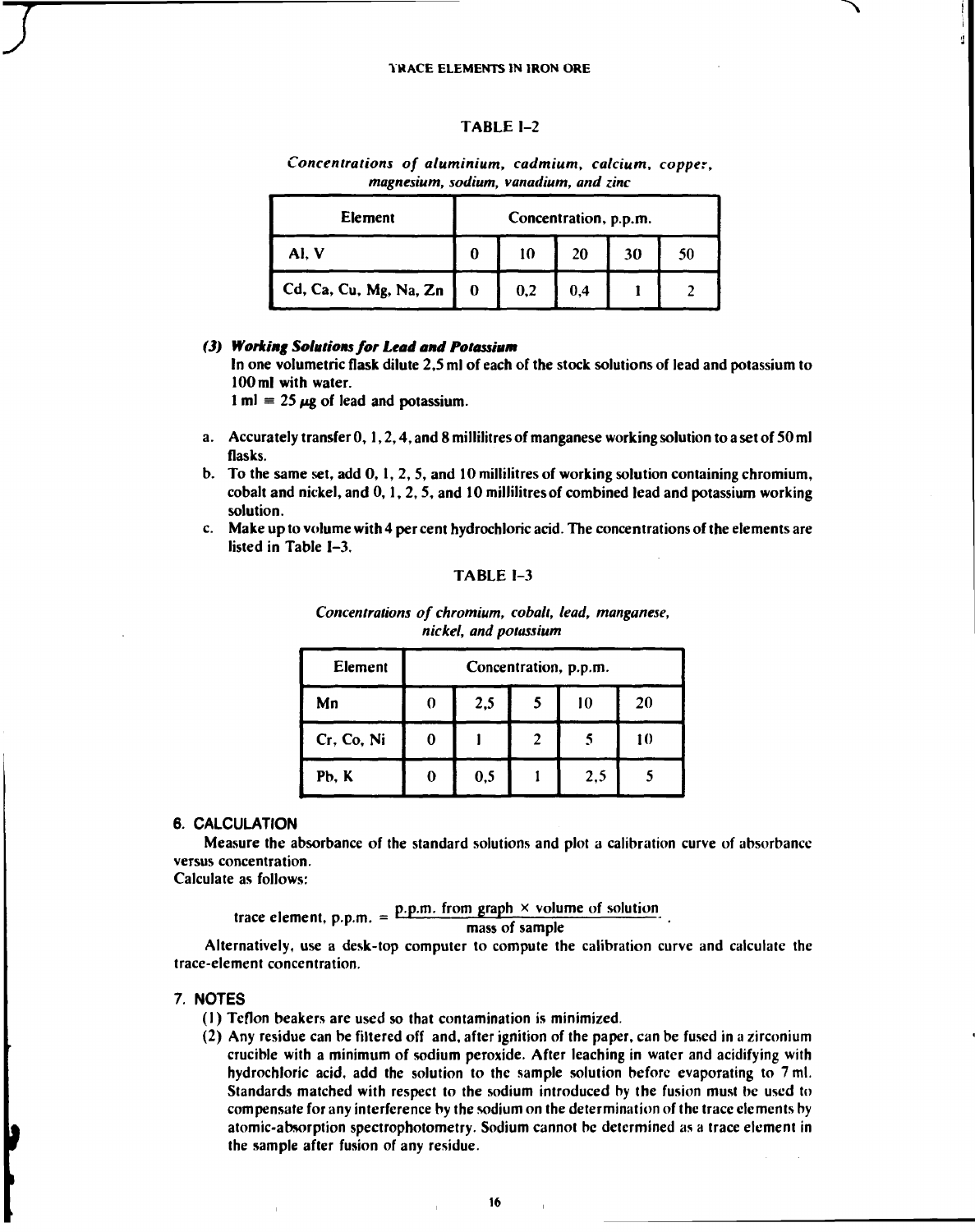### TABLE I–2

*Concentrations of aluminium, cadmium, calcium, copper, magnesium, sodium, vanadium, and zinc*

| Element | Concentration, p.p.m. | | | | |
|---|---|---|---|---|---|
| Al, V | 0 | 10 | 20 | 30 | 50 |
| Cd, Ca, Cu, Mg, Na, Zn | 0 | 0,2 | 0,4 | 1 | 2 |

***(3) Working Solutions for Lead and Potassium***

In one volumetric flask dilute 2,5 ml of each of the stock solutions of lead and potassium to 100 ml with water.

1 ml ≡ 25 μg of lead and potassium.

a. Accurately transfer 0, 1, 2, 4, and 8 millilitres of manganese working solution to a set of 50 ml flasks.

b. To the same set, add 0, 1, 2, 5, and 10 millilitres of working solution containing chromium, cobalt and nickel, and 0, 1, 2, 5, and 10 millilitres of combined lead and potassium working solution.

c. Make up to volume with 4 per cent hydrochloric acid. The concentrations of the elements are listed in Table I–3.

### TABLE I–3

*Concentrations of chromium, cobalt, lead, manganese, nickel, and potassium*

| Element | Concentration, p.p.m. | | | | |
|---|---|---|---|---|---|
| Mn | 0 | 2,5 | 5 | 10 | 20 |
| Cr, Co, Ni | 0 | 1 | 2 | 5 | 10 |
| Pb, K | 0 | 0,5 | 1 | 2,5 | 5 |

## 6. CALCULATION

Measure the absorbance of the standard solutions and plot a calibration curve of absorbance versus concentration.

Calculate as follows:

$$\text{trace element, p.p.m.} = \frac{\text{p.p.m. from graph} \times \text{volume of solution}}{\text{mass of sample}}.$$

Alternatively, use a desk-top computer to compute the calibration curve and calculate the trace-element concentration.

## 7. NOTES

(1) Teflon beakers are used so that contamination is minimized.

(2) Any residue can be filtered off and, after ignition of the paper, can be fused in a zirconium crucible with a minimum of sodium peroxide. After leaching in water and acidifying with hydrochloric acid, add the solution to the sample solution before evaporating to 7 ml. Standards matched with respect to the sodium introduced by the fusion must be used to compensate for any interference by the sodium on the determination of the trace elements by atomic-absorption spectrophotometry. Sodium cannot be determined as a trace element in the sample after fusion of any residue.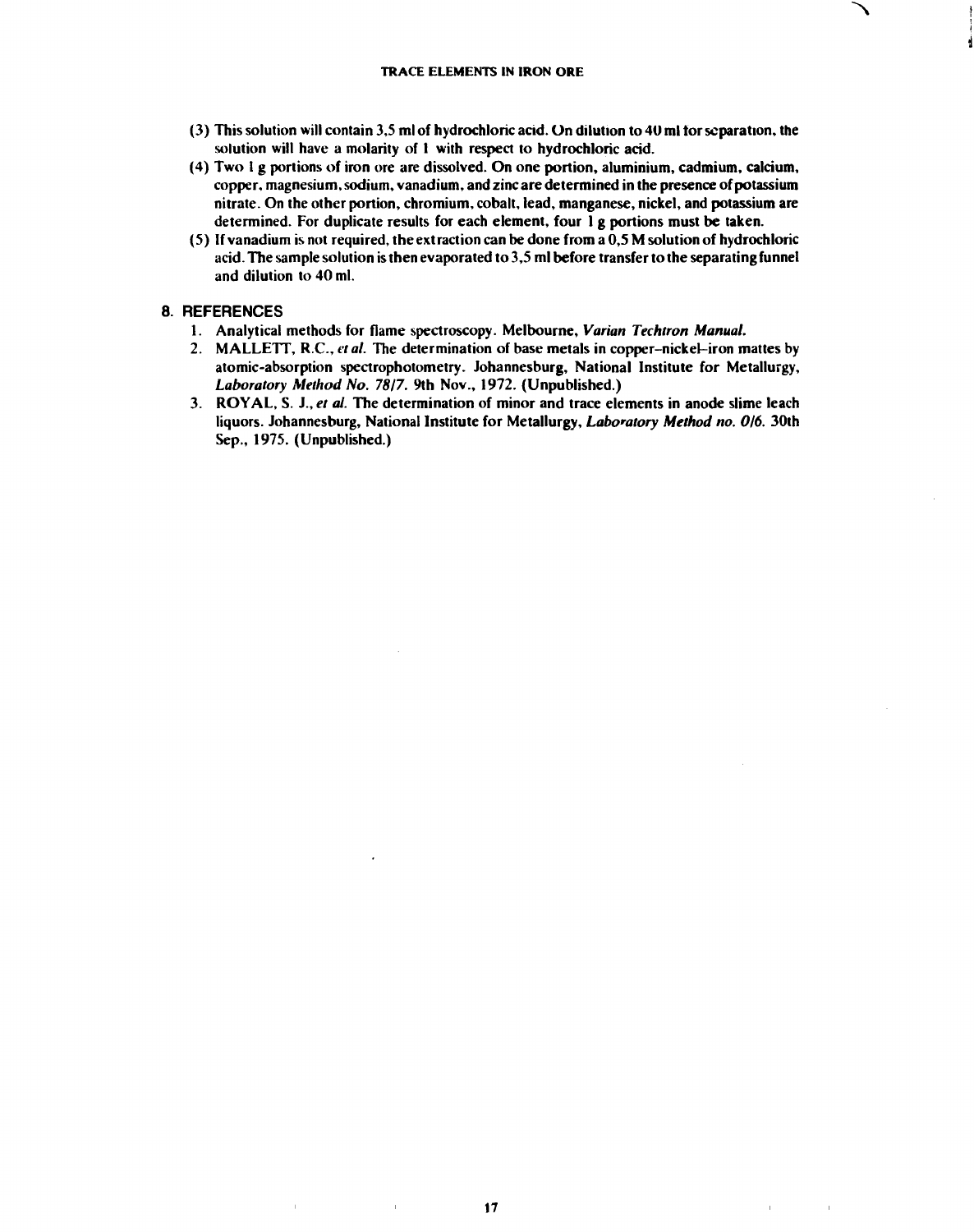(3) This solution will contain 3,5 ml of hydrochloric acid. On dilution to 40 ml for separation, the solution will have a molarity of 1 with respect to hydrochloric acid.

(4) Two 1 g portions of iron ore are dissolved. On one portion, aluminium, cadmium, calcium, copper, magnesium, sodium, vanadium, and zinc are determined in the presence of potassium nitrate. On the other portion, chromium, cobalt, lead, manganese, nickel, and potassium are determined. For duplicate results for each element, four 1 g portions must be taken.

(5) If vanadium is not required, the extraction can be done from a 0,5 M solution of hydrochloric acid. The sample solution is then evaporated to 3,5 ml before transfer to the separating funnel and dilution to 40 ml.

## 8. REFERENCES

1. Analytical methods for flame spectroscopy. Melbourne, *Varian Techtron Manual.*
2. MALLETT, R.C., *et al.* The determination of base metals in copper–nickel–iron mattes by atomic-absorption spectrophotometry. Johannesburg, National Institute for Metallurgy, *Laboratory Method No. 78/7.* 9th Nov., 1972. (Unpublished.)
3. ROYAL, S. J., *et al.* The determination of minor and trace elements in anode slime leach liquors. Johannesburg, National Institute for Metallurgy, *Laboratory Method no. 0/6.* 30th Sep., 1975. (Unpublished.)